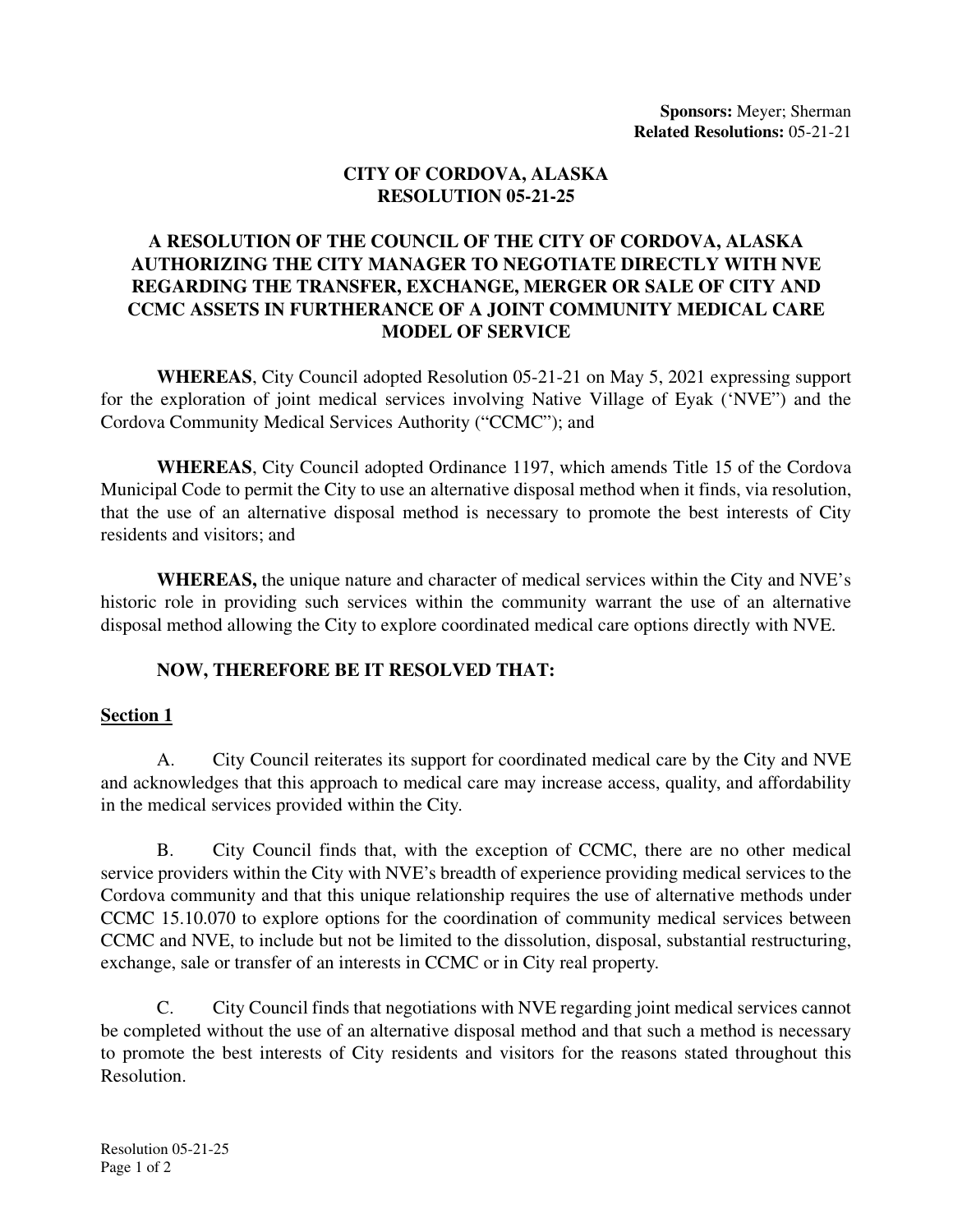**Sponsors:** Meyer; Sherman
**Related Resolutions:** 05-21-21

# CITY OF CORDOVA, ALASKA
# RESOLUTION 05-21-25

## A RESOLUTION OF THE COUNCIL OF THE CITY OF CORDOVA, ALASKA AUTHORIZING THE CITY MANAGER TO NEGOTIATE DIRECTLY WITH NVE REGARDING THE TRANSFER, EXCHANGE, MERGER OR SALE OF CITY AND CCMC ASSETS IN FURTHERANCE OF A JOINT COMMUNITY MEDICAL CARE MODEL OF SERVICE

**WHEREAS**, City Council adopted Resolution 05-21-21 on May 5, 2021 expressing support for the exploration of joint medical services involving Native Village of Eyak ('NVE") and the Cordova Community Medical Services Authority ("CCMC"); and

**WHEREAS**, City Council adopted Ordinance 1197, which amends Title 15 of the Cordova Municipal Code to permit the City to use an alternative disposal method when it finds, via resolution, that the use of an alternative disposal method is necessary to promote the best interests of City residents and visitors; and

**WHEREAS,** the unique nature and character of medical services within the City and NVE's historic role in providing such services within the community warrant the use of an alternative disposal method allowing the City to explore coordinated medical care options directly with NVE.

**NOW, THEREFORE BE IT RESOLVED THAT:**

**Section 1**

A. City Council reiterates its support for coordinated medical care by the City and NVE and acknowledges that this approach to medical care may increase access, quality, and affordability in the medical services provided within the City.

B. City Council finds that, with the exception of CCMC, there are no other medical service providers within the City with NVE's breadth of experience providing medical services to the Cordova community and that this unique relationship requires the use of alternative methods under CCMC 15.10.070 to explore options for the coordination of community medical services between CCMC and NVE, to include but not be limited to the dissolution, disposal, substantial restructuring, exchange, sale or transfer of an interests in CCMC or in City real property.

C. City Council finds that negotiations with NVE regarding joint medical services cannot be completed without the use of an alternative disposal method and that such a method is necessary to promote the best interests of City residents and visitors for the reasons stated throughout this Resolution.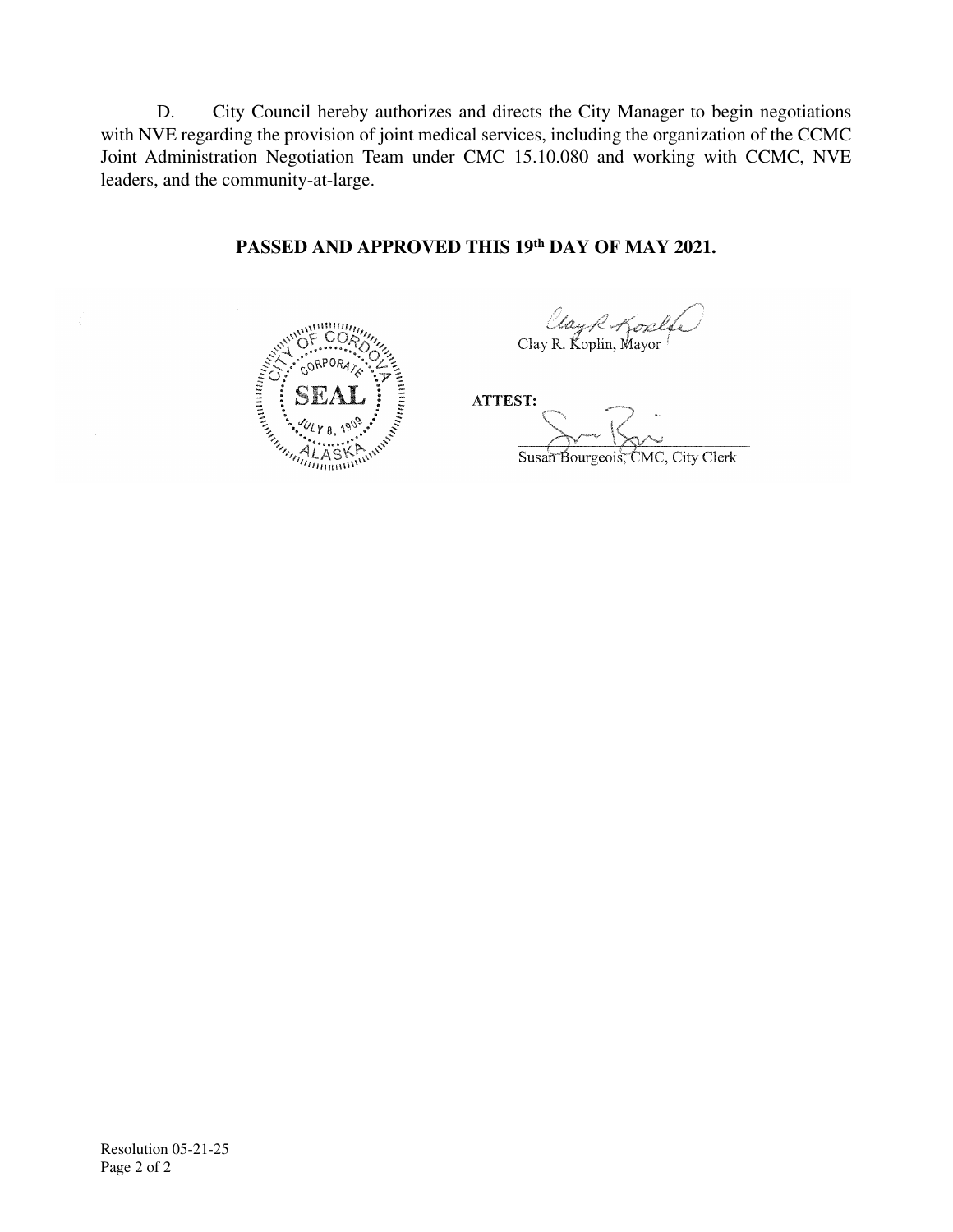D. City Council hereby authorizes and directs the City Manager to begin negotiations with NVE regarding the provision of joint medical services, including the organization of the CCMC Joint Administration Negotiation Team under CMC 15.10.080 and working with CCMC, NVE leaders, and the community-at-large.

**PASSED AND APPROVED THIS 19th DAY OF MAY 2021.**

CITY OF CORDOVA CORPORATE SEAL JULY 8, 1909 ALASKA

Clay R. Koplin, Mayor

**ATTEST:**

Susan Bourgeois, CMC, City Clerk

Resolution 05-21-25